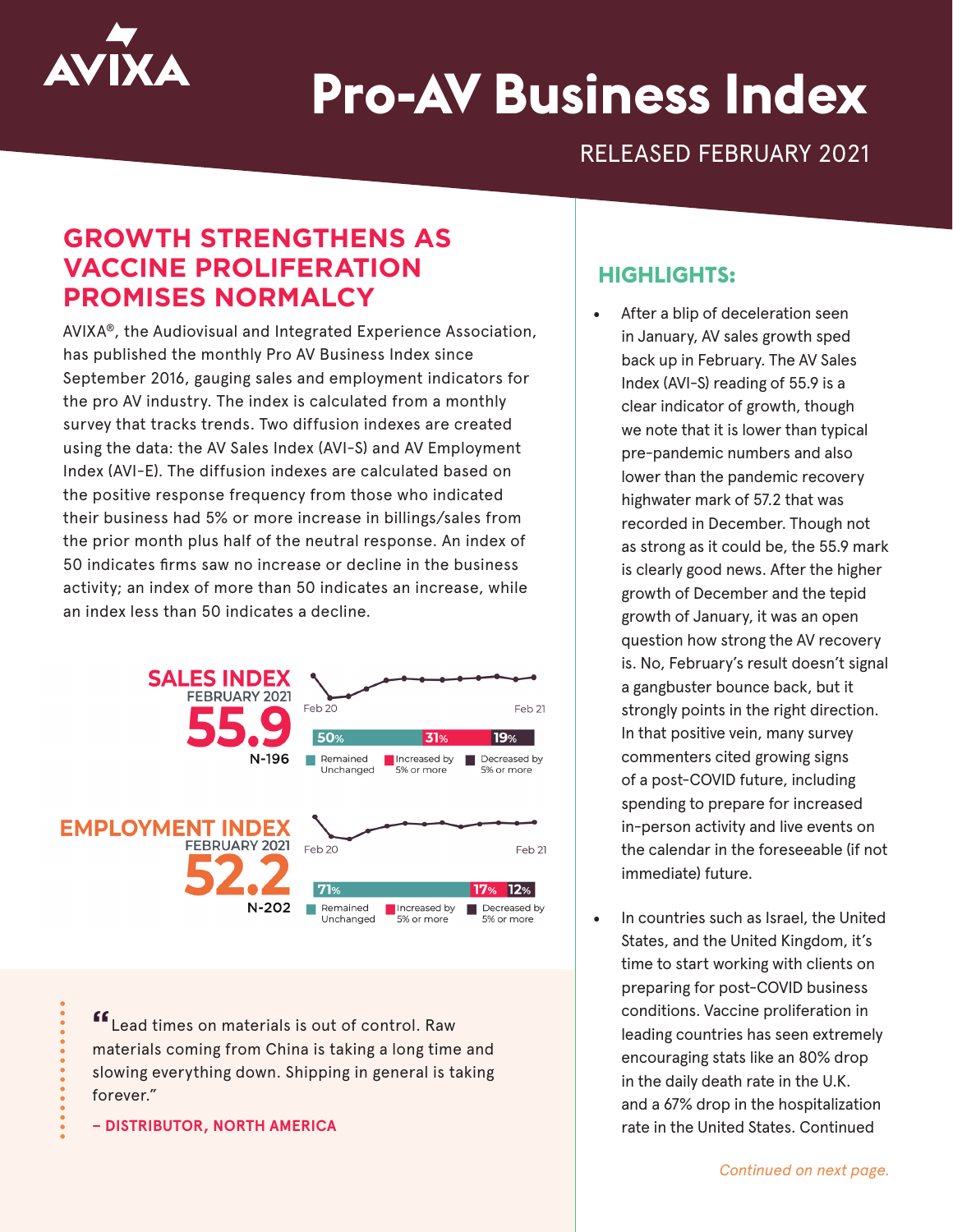AVIXA

# Pro-AV Business Index

RELEASED FEBRUARY 2021

## GROWTH STRENGTHENS AS VACCINE PROLIFERATION PROMISES NORMALCY

AVIXA®, the Audiovisual and Integrated Experience Association, has published the monthly Pro AV Business Index since September 2016, gauging sales and employment indicators for the pro AV industry. The index is calculated from a monthly survey that tracks trends. Two diffusion indexes are created using the data: the AV Sales Index (AVI-S) and AV Employment Index (AVI-E). The diffusion indexes are calculated based on the positive response frequency from those who indicated their business had 5% or more increase in billings/sales from the prior month plus half of the neutral response. An index of 50 indicates firms saw no increase or decline in the business activity; an index of more than 50 indicates an increase, while an index less than 50 indicates a decline.

**SALES INDEX**
FEBRUARY 2021
**55.9**
N-196

Feb 20 — Feb 21

| Remained Unchanged | Increased by 5% or more | Decreased by 5% or more |
| --- | --- | --- |
| 50% | 31% | 19% |

**EMPLOYMENT INDEX**
FEBRUARY 2021
**52.2**
N-202

Feb 20 — Feb 21

| Remained Unchanged | Increased by 5% or more | Decreased by 5% or more |
| --- | --- | --- |
| 71% | 17% | 12% |

> "Lead times on materials is out of control. Raw materials coming from China is taking a long time and slowing everything down. Shipping in general is taking forever."
>
> **– DISTRIBUTOR, NORTH AMERICA**

## HIGHLIGHTS:

- After a blip of deceleration seen in January, AV sales growth sped back up in February. The AV Sales Index (AVI-S) reading of 55.9 is a clear indicator of growth, though we note that it is lower than typical pre-pandemic numbers and also lower than the pandemic recovery highwater mark of 57.2 that was recorded in December. Though not as strong as it could be, the 55.9 mark is clearly good news. After the higher growth of December and the tepid growth of January, it was an open question how strong the AV recovery is. No, February's result doesn't signal a gangbuster bounce back, but it strongly points in the right direction. In that positive vein, many survey commenters cited growing signs of a post-COVID future, including spending to prepare for increased in-person activity and live events on the calendar in the foreseeable (if not immediate) future.

- In countries such as Israel, the United States, and the United Kingdom, it's time to start working with clients on preparing for post-COVID business conditions. Vaccine proliferation in leading countries has seen extremely encouraging stats like an 80% drop in the daily death rate in the U.K. and a 67% drop in the hospitalization rate in the United States. Continued

*Continued on next page.*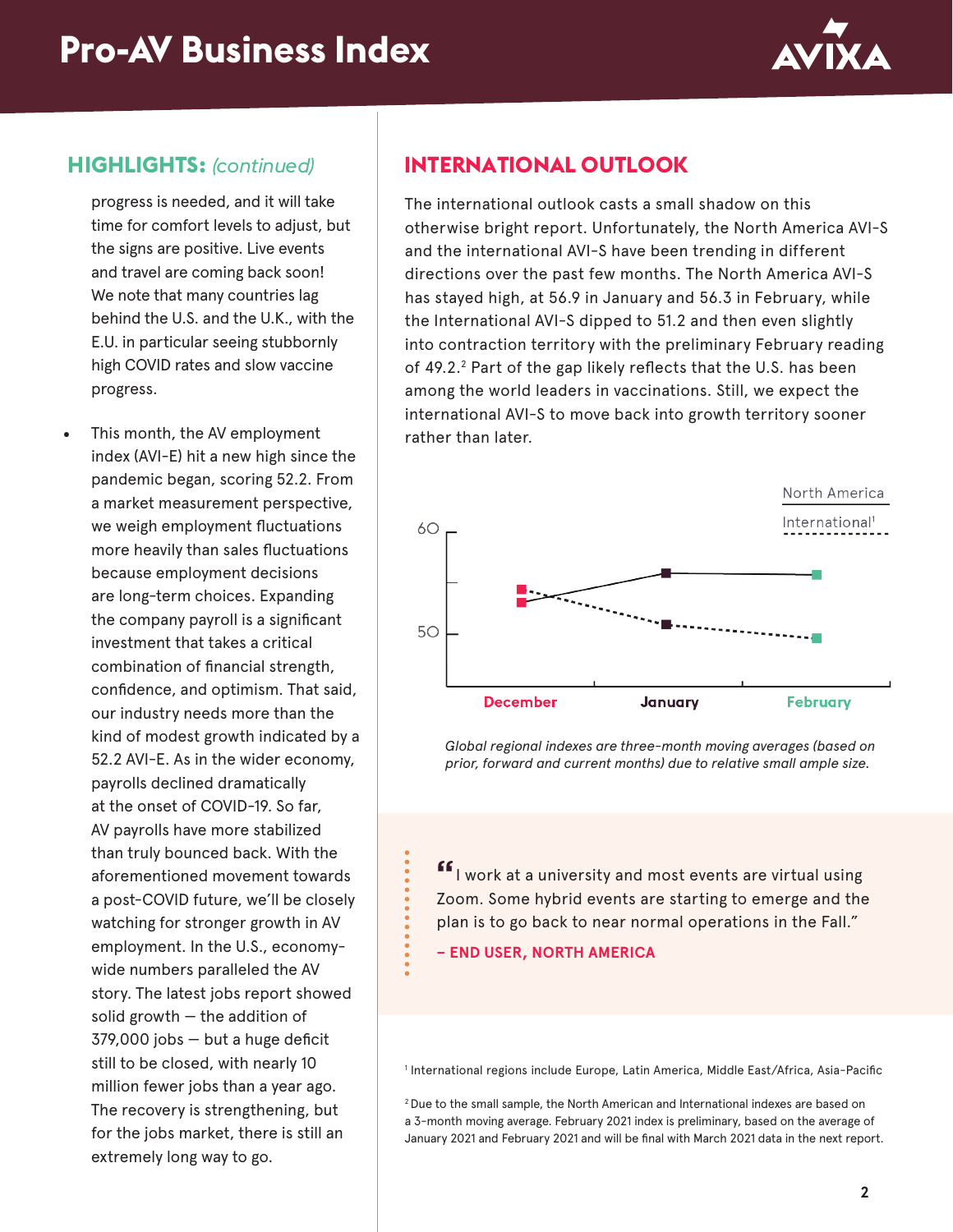## HIGHLIGHTS: *(continued)*

progress is needed, and it will take time for comfort levels to adjust, but the signs are positive. Live events and travel are coming back soon! We note that many countries lag behind the U.S. and the U.K., with the E.U. in particular seeing stubbornly high COVID rates and slow vaccine progress.

- This month, the AV employment index (AVI-E) hit a new high since the pandemic began, scoring 52.2. From a market measurement perspective, we weigh employment fluctuations more heavily than sales fluctuations because employment decisions are long-term choices. Expanding the company payroll is a significant investment that takes a critical combination of financial strength, confidence, and optimism. That said, our industry needs more than the kind of modest growth indicated by a 52.2 AVI-E. As in the wider economy, payrolls declined dramatically at the onset of COVID-19. So far, AV payrolls have more stabilized than truly bounced back. With the aforementioned movement towards a post-COVID future, we'll be closely watching for stronger growth in AV employment. In the U.S., economy-wide numbers paralleled the AV story. The latest jobs report showed solid growth — the addition of 379,000 jobs — but a huge deficit still to be closed, with nearly 10 million fewer jobs than a year ago. The recovery is strengthening, but for the jobs market, there is still an extremely long way to go.

## INTERNATIONAL OUTLOOK

The international outlook casts a small shadow on this otherwise bright report. Unfortunately, the North America AVI-S and the international AVI-S have been trending in different directions over the past few months. The North America AVI-S has stayed high, at 56.9 in January and 56.3 in February, while the International AVI-S dipped to 51.2 and then even slightly into contraction territory with the preliminary February reading of 49.2.[2] Part of the gap likely reflects that the U.S. has been among the world leaders in vaccinations. Still, we expect the international AVI-S to move back into growth territory sooner rather than later.

North America
International[1]

60
50

December January February

*Global regional indexes are three-month moving averages (based on prior, forward and current months) due to relative small ample size.*

> "I work at a university and most events are virtual using Zoom. Some hybrid events are starting to emerge and the plan is to go back to near normal operations in the Fall."
>
> **– END USER, NORTH AMERICA**

[1] International regions include Europe, Latin America, Middle East/Africa, Asia-Pacific

[2] Due to the small sample, the North American and International indexes are based on a 3-month moving average. February 2021 index is preliminary, based on the average of January 2021 and February 2021 and will be final with March 2021 data in the next report.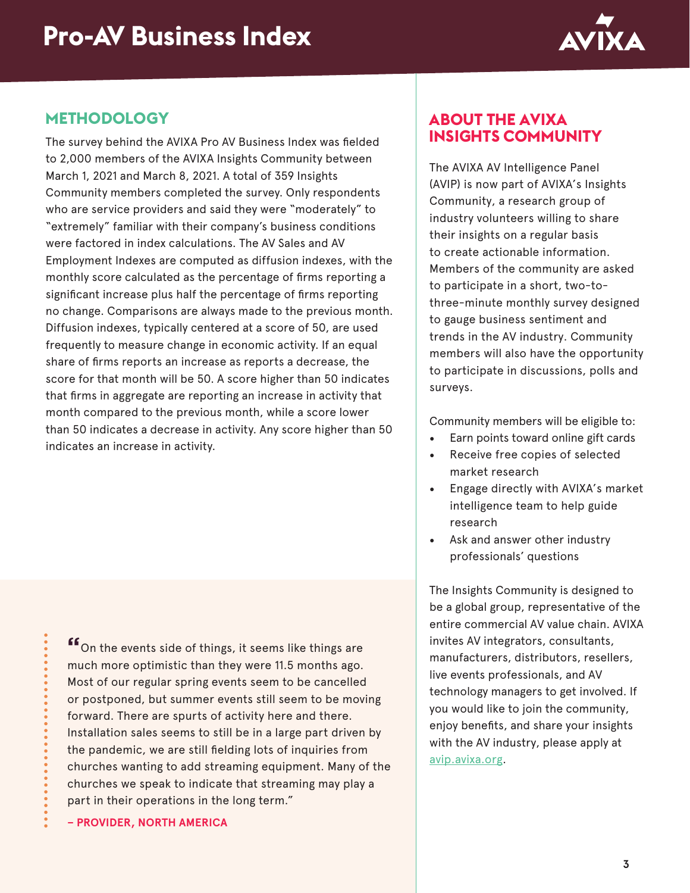# Pro-AV Business Index

## METHODOLOGY

The survey behind the AVIXA Pro AV Business Index was fielded to 2,000 members of the AVIXA Insights Community between March 1, 2021 and March 8, 2021. A total of 359 Insights Community members completed the survey. Only respondents who are service providers and said they were "moderately" to "extremely" familiar with their company's business conditions were factored in index calculations. The AV Sales and AV Employment Indexes are computed as diffusion indexes, with the monthly score calculated as the percentage of firms reporting a significant increase plus half the percentage of firms reporting no change. Comparisons are always made to the previous month. Diffusion indexes, typically centered at a score of 50, are used frequently to measure change in economic activity. If an equal share of firms reports an increase as reports a decrease, the score for that month will be 50. A score higher than 50 indicates that firms in aggregate are reporting an increase in activity that month compared to the previous month, while a score lower than 50 indicates a decrease in activity. Any score higher than 50 indicates an increase in activity.

> "On the events side of things, it seems like things are much more optimistic than they were 11.5 months ago. Most of our regular spring events seem to be cancelled or postponed, but summer events still seem to be moving forward. There are spurts of activity here and there. Installation sales seems to still be in a large part driven by the pandemic, we are still fielding lots of inquiries from churches wanting to add streaming equipment. Many of the churches we speak to indicate that streaming may play a part in their operations in the long term."
>
> **– PROVIDER, NORTH AMERICA**

## ABOUT THE AVIXA INSIGHTS COMMUNITY

The AVIXA AV Intelligence Panel (AVIP) is now part of AVIXA's Insights Community, a research group of industry volunteers willing to share their insights on a regular basis to create actionable information. Members of the community are asked to participate in a short, two-to-three-minute monthly survey designed to gauge business sentiment and trends in the AV industry. Community members will also have the opportunity to participate in discussions, polls and surveys.

Community members will be eligible to:

- Earn points toward online gift cards
- Receive free copies of selected market research
- Engage directly with AVIXA's market intelligence team to help guide research
- Ask and answer other industry professionals' questions

The Insights Community is designed to be a global group, representative of the entire commercial AV value chain. AVIXA invites AV integrators, consultants, manufacturers, distributors, resellers, live events professionals, and AV technology managers to get involved. If you would like to join the community, enjoy benefits, and share your insights with the AV industry, please apply at avip.avixa.org.